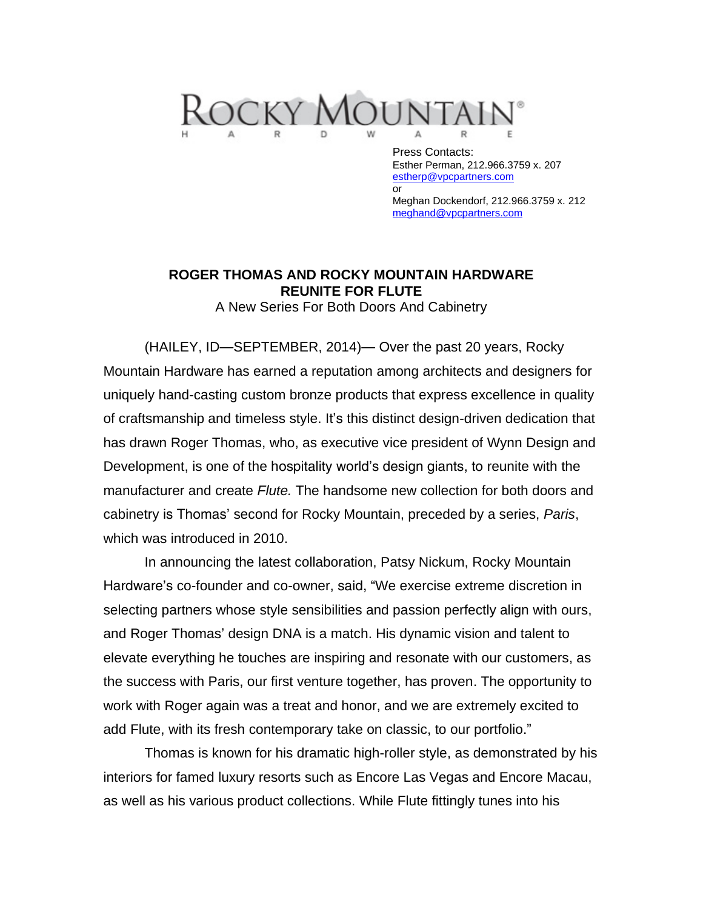ROCKY MOUNTAIN®
H A R D W A R E

Press Contacts:
Esther Perman, 212.966.3759 x. 207
estherp@vpcpartners.com
or
Meghan Dockendorf, 212.966.3759 x. 212
meghand@vpcpartners.com

**ROGER THOMAS AND ROCKY MOUNTAIN HARDWARE REUNITE FOR FLUTE**

A New Series For Both Doors And Cabinetry

(HAILEY, ID—SEPTEMBER, 2014)— Over the past 20 years, Rocky Mountain Hardware has earned a reputation among architects and designers for uniquely hand-casting custom bronze products that express excellence in quality of craftsmanship and timeless style. It's this distinct design-driven dedication that has drawn Roger Thomas, who, as executive vice president of Wynn Design and Development, is one of the hospitality world's design giants, to reunite with the manufacturer and create *Flute.* The handsome new collection for both doors and cabinetry is Thomas' second for Rocky Mountain, preceded by a series, *Paris*, which was introduced in 2010.

In announcing the latest collaboration, Patsy Nickum, Rocky Mountain Hardware's co-founder and co-owner, said, "We exercise extreme discretion in selecting partners whose style sensibilities and passion perfectly align with ours, and Roger Thomas' design DNA is a match. His dynamic vision and talent to elevate everything he touches are inspiring and resonate with our customers, as the success with Paris, our first venture together, has proven. The opportunity to work with Roger again was a treat and honor, and we are extremely excited to add Flute, with its fresh contemporary take on classic, to our portfolio."

Thomas is known for his dramatic high-roller style, as demonstrated by his interiors for famed luxury resorts such as Encore Las Vegas and Encore Macau, as well as his various product collections. While Flute fittingly tunes into his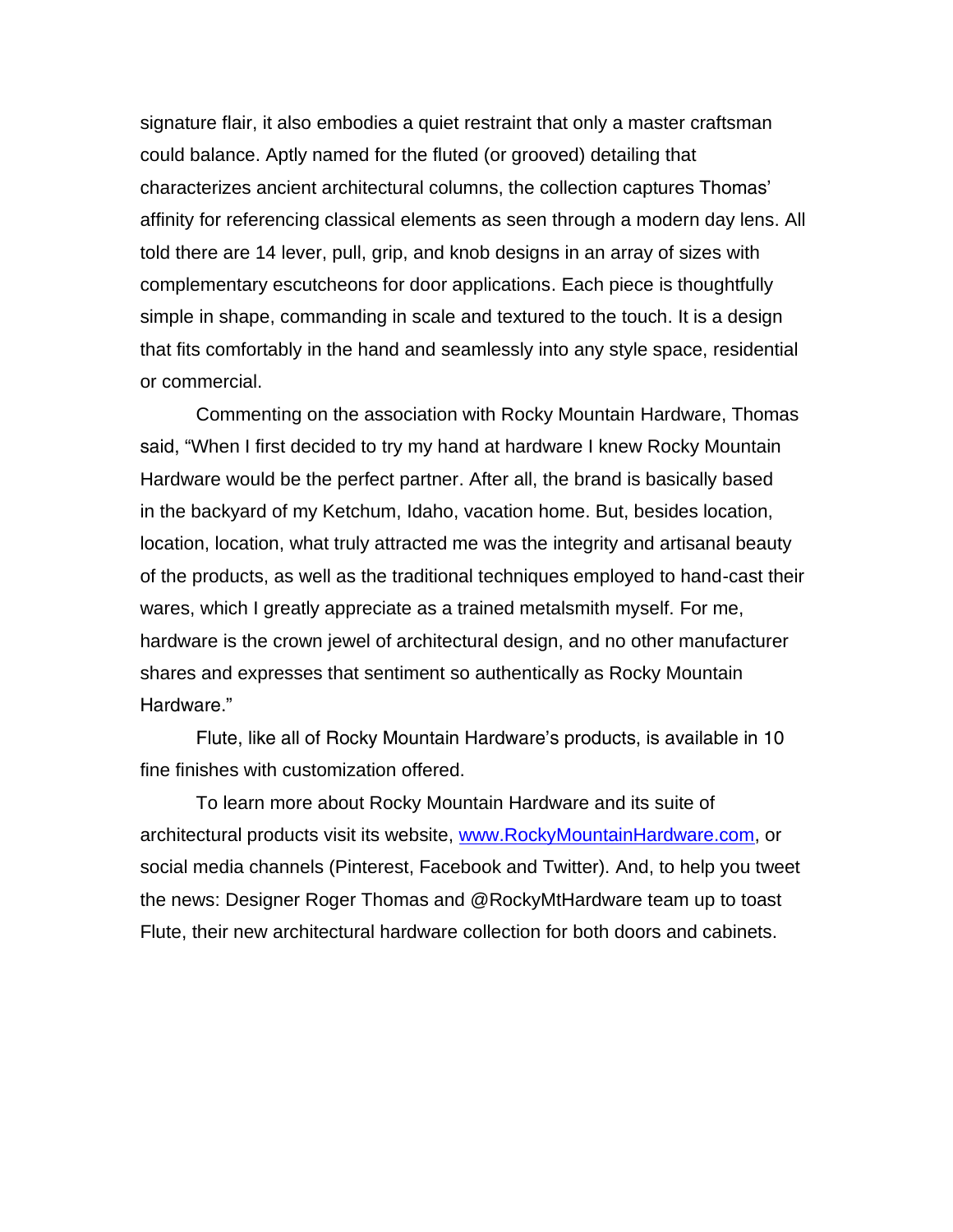signature flair, it also embodies a quiet restraint that only a master craftsman could balance. Aptly named for the fluted (or grooved) detailing that characterizes ancient architectural columns, the collection captures Thomas' affinity for referencing classical elements as seen through a modern day lens. All told there are 14 lever, pull, grip, and knob designs in an array of sizes with complementary escutcheons for door applications. Each piece is thoughtfully simple in shape, commanding in scale and textured to the touch. It is a design that fits comfortably in the hand and seamlessly into any style space, residential or commercial.

Commenting on the association with Rocky Mountain Hardware, Thomas said, "When I first decided to try my hand at hardware I knew Rocky Mountain Hardware would be the perfect partner. After all, the brand is basically based in the backyard of my Ketchum, Idaho, vacation home. But, besides location, location, location, what truly attracted me was the integrity and artisanal beauty of the products, as well as the traditional techniques employed to hand-cast their wares, which I greatly appreciate as a trained metalsmith myself. For me, hardware is the crown jewel of architectural design, and no other manufacturer shares and expresses that sentiment so authentically as Rocky Mountain Hardware."

Flute, like all of Rocky Mountain Hardware's products, is available in 10 fine finishes with customization offered.

To learn more about Rocky Mountain Hardware and its suite of architectural products visit its website, [www.RockyMountainHardware.com](http://www.RockyMountainHardware.com), or social media channels (Pinterest, Facebook and Twitter). And, to help you tweet the news: Designer Roger Thomas and @RockyMtHardware team up to toast Flute, their new architectural hardware collection for both doors and cabinets.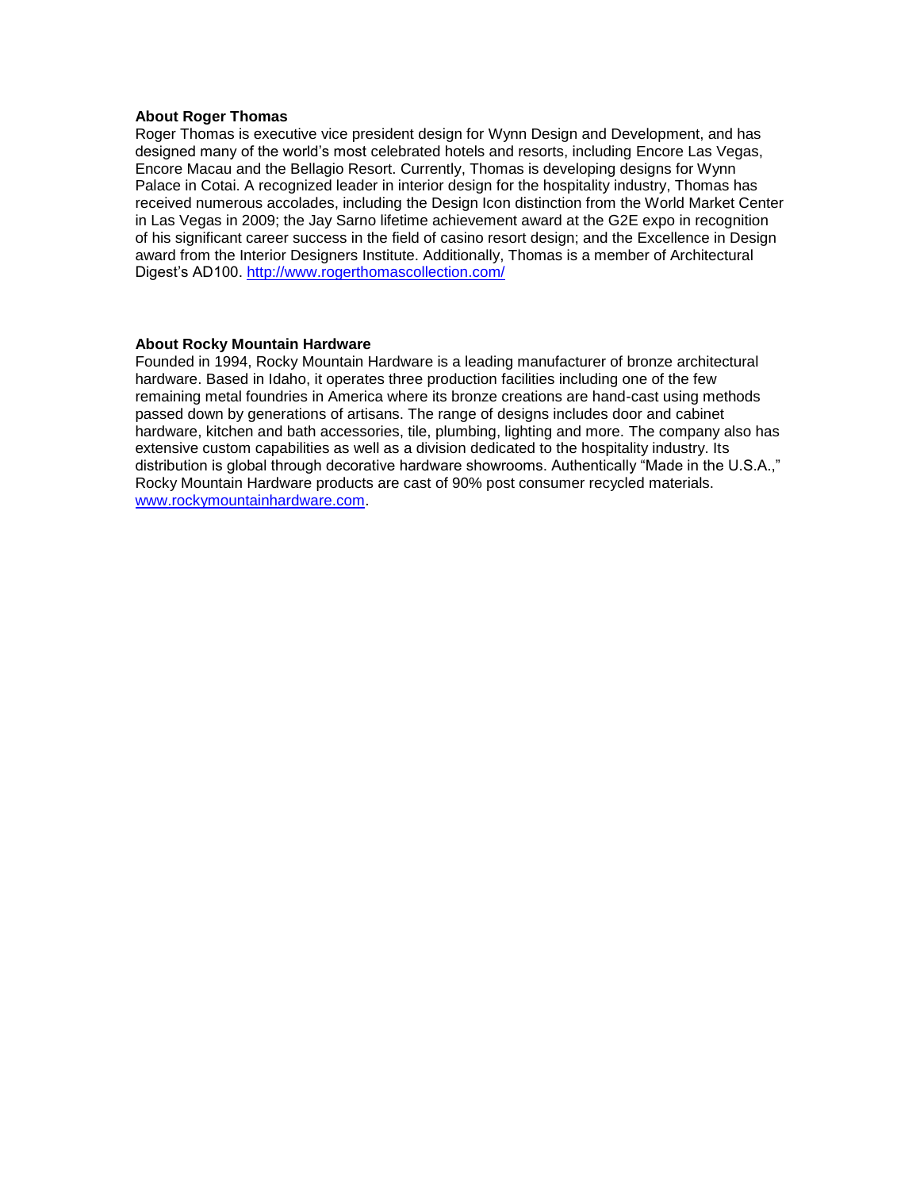**About Roger Thomas**

Roger Thomas is executive vice president design for Wynn Design and Development, and has designed many of the world's most celebrated hotels and resorts, including Encore Las Vegas, Encore Macau and the Bellagio Resort. Currently, Thomas is developing designs for Wynn Palace in Cotai. A recognized leader in interior design for the hospitality industry, Thomas has received numerous accolades, including the Design Icon distinction from the World Market Center in Las Vegas in 2009; the Jay Sarno lifetime achievement award at the G2E expo in recognition of his significant career success in the field of casino resort design; and the Excellence in Design award from the Interior Designers Institute. Additionally, Thomas is a member of Architectural Digest's AD100. http://www.rogerthomascollection.com/

**About Rocky Mountain Hardware**

Founded in 1994, Rocky Mountain Hardware is a leading manufacturer of bronze architectural hardware. Based in Idaho, it operates three production facilities including one of the few remaining metal foundries in America where its bronze creations are hand-cast using methods passed down by generations of artisans. The range of designs includes door and cabinet hardware, kitchen and bath accessories, tile, plumbing, lighting and more. The company also has extensive custom capabilities as well as a division dedicated to the hospitality industry. Its distribution is global through decorative hardware showrooms. Authentically "Made in the U.S.A.," Rocky Mountain Hardware products are cast of 90% post consumer recycled materials. www.rockymountainhardware.com.